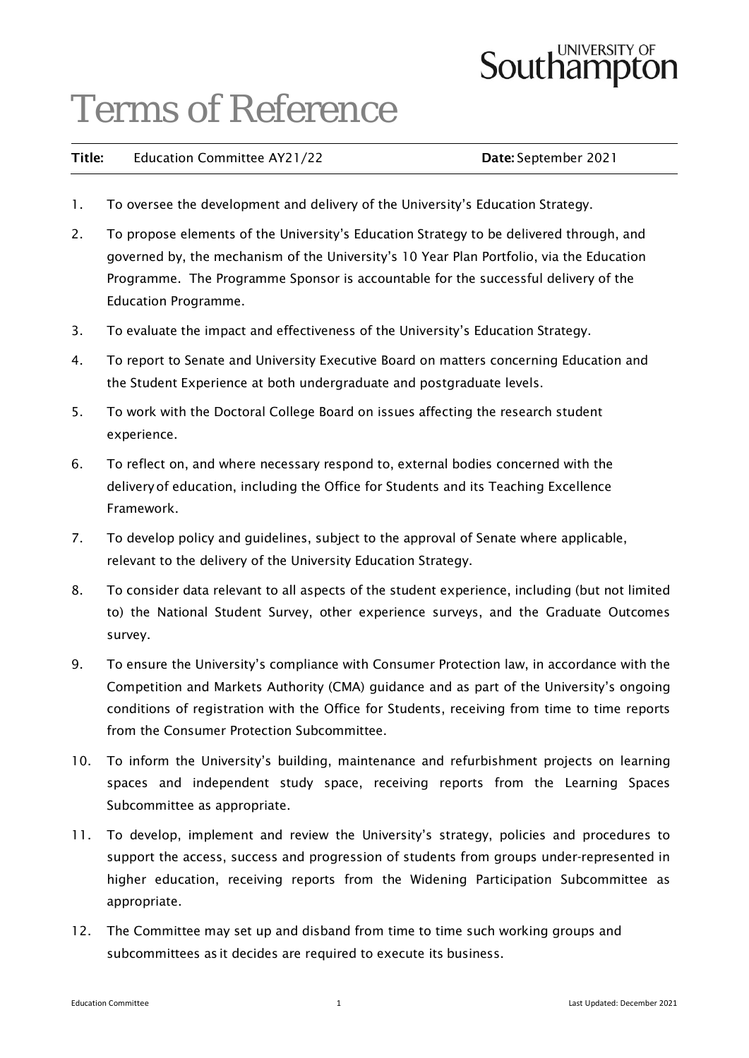University of Southampton

# Terms of Reference

**Title:** Education Committee AY21/22 **Date:** September 2021

1. To oversee the development and delivery of the University's Education Strategy.
2. To propose elements of the University's Education Strategy to be delivered through, and governed by, the mechanism of the University's 10 Year Plan Portfolio, via the Education Programme. The Programme Sponsor is accountable for the successful delivery of the Education Programme.
3. To evaluate the impact and effectiveness of the University's Education Strategy.
4. To report to Senate and University Executive Board on matters concerning Education and the Student Experience at both undergraduate and postgraduate levels.
5. To work with the Doctoral College Board on issues affecting the research student experience.
6. To reflect on, and where necessary respond to, external bodies concerned with the delivery of education, including the Office for Students and its Teaching Excellence Framework.
7. To develop policy and guidelines, subject to the approval of Senate where applicable, relevant to the delivery of the University Education Strategy.
8. To consider data relevant to all aspects of the student experience, including (but not limited to) the National Student Survey, other experience surveys, and the Graduate Outcomes survey.
9. To ensure the University's compliance with Consumer Protection law, in accordance with the Competition and Markets Authority (CMA) guidance and as part of the University's ongoing conditions of registration with the Office for Students, receiving from time to time reports from the Consumer Protection Subcommittee.
10. To inform the University's building, maintenance and refurbishment projects on learning spaces and independent study space, receiving reports from the Learning Spaces Subcommittee as appropriate.
11. To develop, implement and review the University's strategy, policies and procedures to support the access, success and progression of students from groups under-represented in higher education, receiving reports from the Widening Participation Subcommittee as appropriate.
12. The Committee may set up and disband from time to time such working groups and subcommittees as it decides are required to execute its business.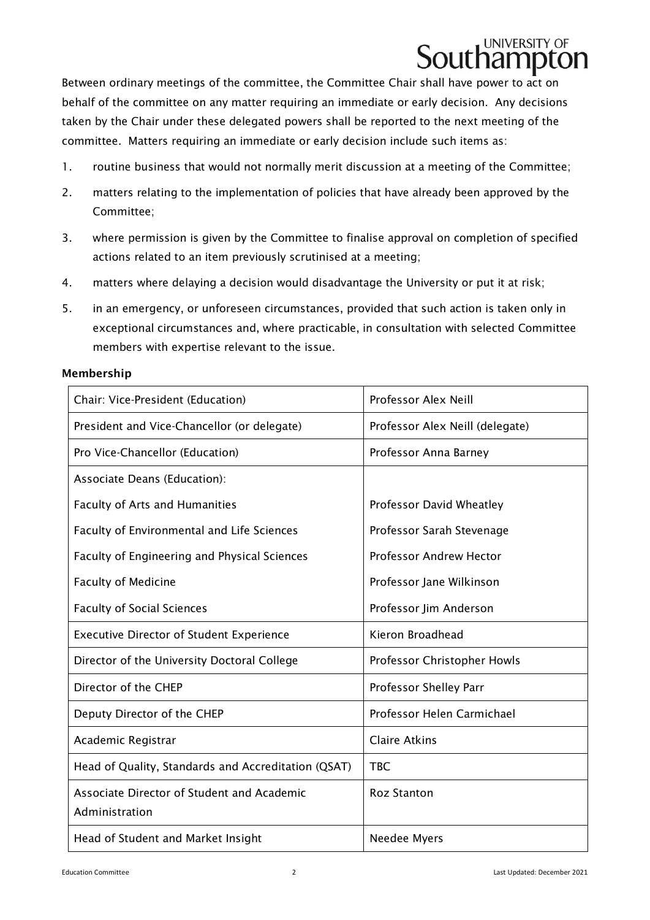Between ordinary meetings of the committee, the Committee Chair shall have power to act on behalf of the committee on any matter requiring an immediate or early decision. Any decisions taken by the Chair under these delegated powers shall be reported to the next meeting of the committee. Matters requiring an immediate or early decision include such items as:

1. routine business that would not normally merit discussion at a meeting of the Committee;
2. matters relating to the implementation of policies that have already been approved by the Committee;
3. where permission is given by the Committee to finalise approval on completion of specified actions related to an item previously scrutinised at a meeting;
4. matters where delaying a decision would disadvantage the University or put it at risk;
5. in an emergency, or unforeseen circumstances, provided that such action is taken only in exceptional circumstances and, where practicable, in consultation with selected Committee members with expertise relevant to the issue.

**Membership**

| Role | Member |
|---|---|
| Chair: Vice-President (Education) | Professor Alex Neill |
| President and Vice-Chancellor (or delegate) | Professor Alex Neill (delegate) |
| Pro Vice-Chancellor (Education) | Professor Anna Barney |
| Associate Deans (Education): | |
| Faculty of Arts and Humanities | Professor David Wheatley |
| Faculty of Environmental and Life Sciences | Professor Sarah Stevenage |
| Faculty of Engineering and Physical Sciences | Professor Andrew Hector |
| Faculty of Medicine | Professor Jane Wilkinson |
| Faculty of Social Sciences | Professor Jim Anderson |
| Executive Director of Student Experience | Kieron Broadhead |
| Director of the University Doctoral College | Professor Christopher Howls |
| Director of the CHEP | Professor Shelley Parr |
| Deputy Director of the CHEP | Professor Helen Carmichael |
| Academic Registrar | Claire Atkins |
| Head of Quality, Standards and Accreditation (QSAT) | TBC |
| Associate Director of Student and Academic Administration | Roz Stanton |
| Head of Student and Market Insight | Needee Myers |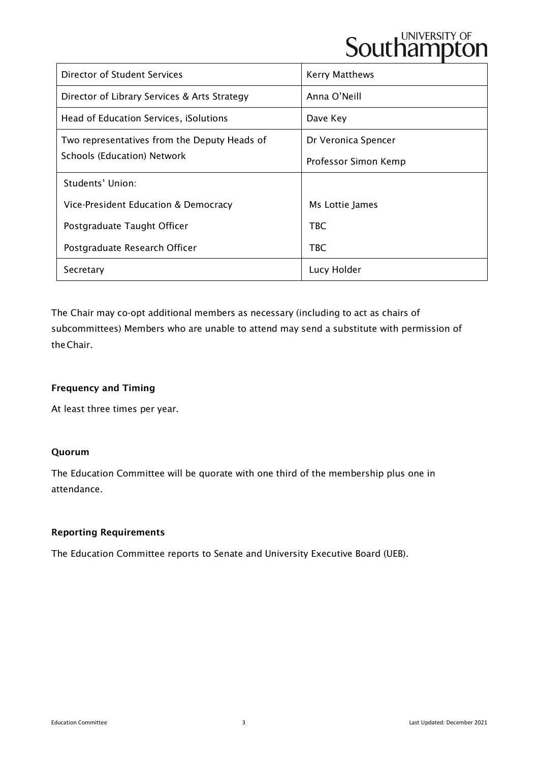| | |
|---|---|
| Director of Student Services | Kerry Matthews |
| Director of Library Services & Arts Strategy | Anna O'Neill |
| Head of Education Services, iSolutions | Dave Key |
| Two representatives from the Deputy Heads of Schools (Education) Network | Dr Veronica Spencer<br>Professor Simon Kemp |
| Students' Union:<br>Vice-President Education & Democracy<br>Postgraduate Taught Officer<br>Postgraduate Research Officer | <br>Ms Lottie James<br>TBC<br>TBC |
| Secretary | Lucy Holder |

The Chair may co-opt additional members as necessary (including to act as chairs of subcommittees) Members who are unable to attend may send a substitute with permission of the Chair.

**Frequency and Timing**

At least three times per year.

**Quorum**

The Education Committee will be quorate with one third of the membership plus one in attendance.

**Reporting Requirements**

The Education Committee reports to Senate and University Executive Board (UEB).